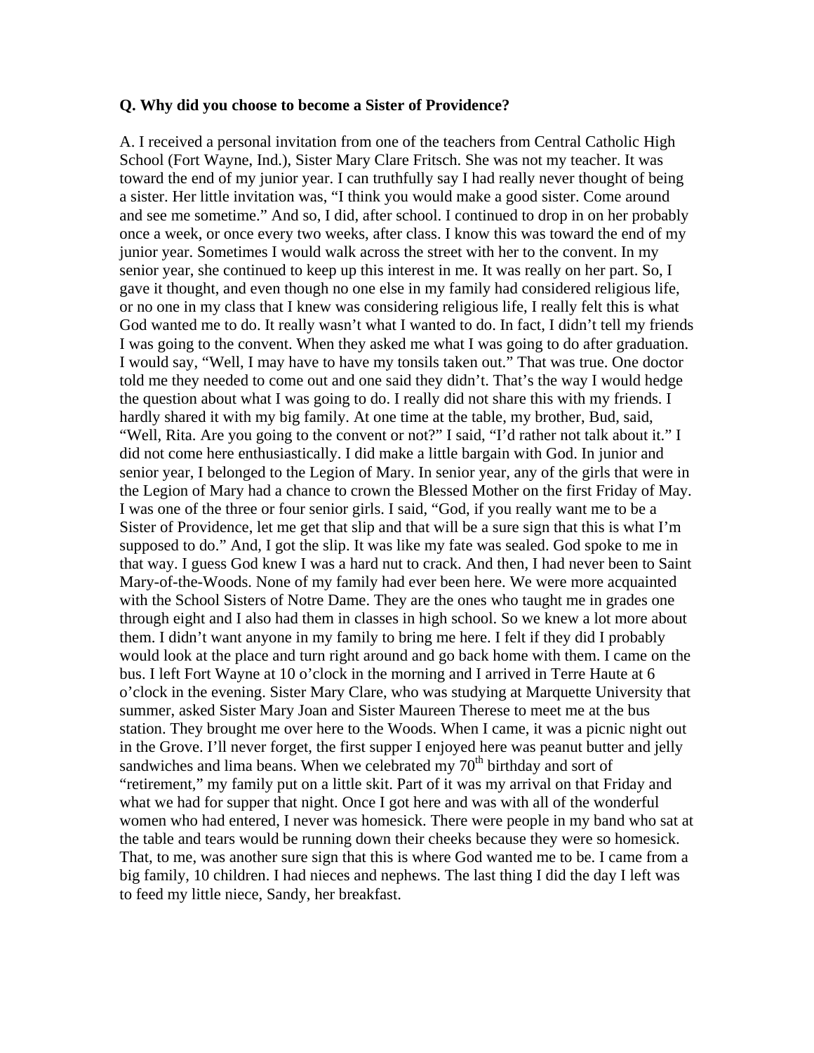**Q. Why did you choose to become a Sister of Providence?**

A. I received a personal invitation from one of the teachers from Central Catholic High School (Fort Wayne, Ind.), Sister Mary Clare Fritsch. She was not my teacher. It was toward the end of my junior year. I can truthfully say I had really never thought of being a sister. Her little invitation was, "I think you would make a good sister. Come around and see me sometime." And so, I did, after school. I continued to drop in on her probably once a week, or once every two weeks, after class. I know this was toward the end of my junior year. Sometimes I would walk across the street with her to the convent. In my senior year, she continued to keep up this interest in me. It was really on her part. So, I gave it thought, and even though no one else in my family had considered religious life, or no one in my class that I knew was considering religious life, I really felt this is what God wanted me to do. It really wasn't what I wanted to do. In fact, I didn't tell my friends I was going to the convent. When they asked me what I was going to do after graduation. I would say, "Well, I may have to have my tonsils taken out." That was true. One doctor told me they needed to come out and one said they didn't. That's the way I would hedge the question about what I was going to do. I really did not share this with my friends. I hardly shared it with my big family. At one time at the table, my brother, Bud, said, "Well, Rita. Are you going to the convent or not?" I said, "I'd rather not talk about it." I did not come here enthusiastically. I did make a little bargain with God. In junior and senior year, I belonged to the Legion of Mary. In senior year, any of the girls that were in the Legion of Mary had a chance to crown the Blessed Mother on the first Friday of May. I was one of the three or four senior girls. I said, "God, if you really want me to be a Sister of Providence, let me get that slip and that will be a sure sign that this is what I'm supposed to do." And, I got the slip. It was like my fate was sealed. God spoke to me in that way. I guess God knew I was a hard nut to crack. And then, I had never been to Saint Mary-of-the-Woods. None of my family had ever been here. We were more acquainted with the School Sisters of Notre Dame. They are the ones who taught me in grades one through eight and I also had them in classes in high school. So we knew a lot more about them. I didn't want anyone in my family to bring me here. I felt if they did I probably would look at the place and turn right around and go back home with them. I came on the bus. I left Fort Wayne at 10 o'clock in the morning and I arrived in Terre Haute at 6 o'clock in the evening. Sister Mary Clare, who was studying at Marquette University that summer, asked Sister Mary Joan and Sister Maureen Therese to meet me at the bus station. They brought me over here to the Woods. When I came, it was a picnic night out in the Grove. I'll never forget, the first supper I enjoyed here was peanut butter and jelly sandwiches and lima beans. When we celebrated my 70th birthday and sort of "retirement," my family put on a little skit. Part of it was my arrival on that Friday and what we had for supper that night. Once I got here and was with all of the wonderful women who had entered, I never was homesick. There were people in my band who sat at the table and tears would be running down their cheeks because they were so homesick. That, to me, was another sure sign that this is where God wanted me to be. I came from a big family, 10 children. I had nieces and nephews. The last thing I did the day I left was to feed my little niece, Sandy, her breakfast.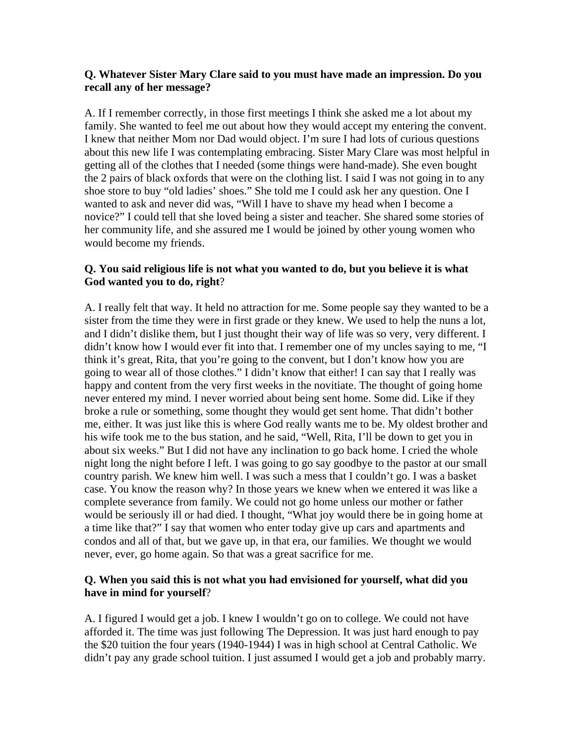**Q. Whatever Sister Mary Clare said to you must have made an impression. Do you recall any of her message?**

A. If I remember correctly, in those first meetings I think she asked me a lot about my family. She wanted to feel me out about how they would accept my entering the convent. I knew that neither Mom nor Dad would object. I'm sure I had lots of curious questions about this new life I was contemplating embracing. Sister Mary Clare was most helpful in getting all of the clothes that I needed (some things were hand-made). She even bought the 2 pairs of black oxfords that were on the clothing list. I said I was not going in to any shoe store to buy "old ladies' shoes." She told me I could ask her any question. One I wanted to ask and never did was, "Will I have to shave my head when I become a novice?" I could tell that she loved being a sister and teacher. She shared some stories of her community life, and she assured me I would be joined by other young women who would become my friends.

**Q. You said religious life is not what you wanted to do, but you believe it is what God wanted you to do, right**?

A. I really felt that way. It held no attraction for me. Some people say they wanted to be a sister from the time they were in first grade or they knew. We used to help the nuns a lot, and I didn't dislike them, but I just thought their way of life was so very, very different. I didn't know how I would ever fit into that. I remember one of my uncles saying to me, "I think it's great, Rita, that you're going to the convent, but I don't know how you are going to wear all of those clothes." I didn't know that either! I can say that I really was happy and content from the very first weeks in the novitiate. The thought of going home never entered my mind. I never worried about being sent home. Some did. Like if they broke a rule or something, some thought they would get sent home. That didn't bother me, either. It was just like this is where God really wants me to be. My oldest brother and his wife took me to the bus station, and he said, "Well, Rita, I'll be down to get you in about six weeks." But I did not have any inclination to go back home. I cried the whole night long the night before I left. I was going to go say goodbye to the pastor at our small country parish. We knew him well. I was such a mess that I couldn't go. I was a basket case. You know the reason why? In those years we knew when we entered it was like a complete severance from family. We could not go home unless our mother or father would be seriously ill or had died. I thought, "What joy would there be in going home at a time like that?" I say that women who enter today give up cars and apartments and condos and all of that, but we gave up, in that era, our families. We thought we would never, ever, go home again. So that was a great sacrifice for me.

**Q. When you said this is not what you had envisioned for yourself, what did you have in mind for yourself**?

A. I figured I would get a job. I knew I wouldn't go on to college. We could not have afforded it. The time was just following The Depression. It was just hard enough to pay the $20 tuition the four years (1940-1944) I was in high school at Central Catholic. We didn't pay any grade school tuition. I just assumed I would get a job and probably marry.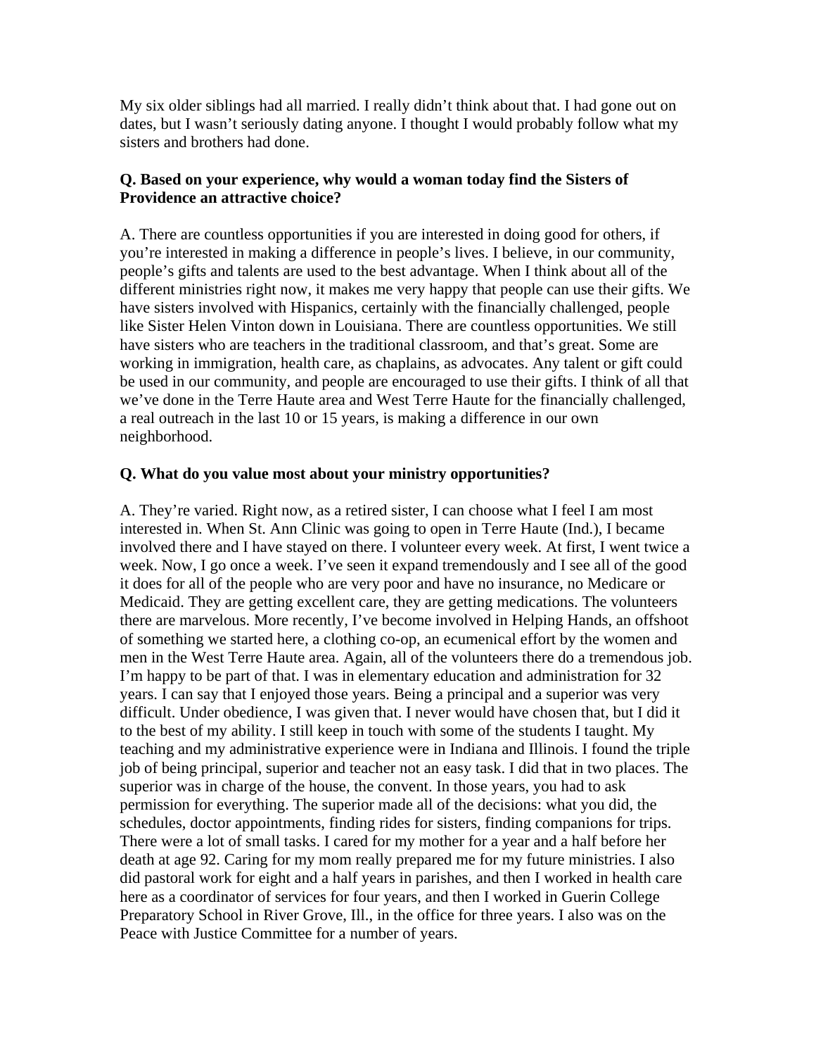My six older siblings had all married. I really didn't think about that. I had gone out on dates, but I wasn't seriously dating anyone. I thought I would probably follow what my sisters and brothers had done.

**Q. Based on your experience, why would a woman today find the Sisters of Providence an attractive choice?**

A. There are countless opportunities if you are interested in doing good for others, if you're interested in making a difference in people's lives. I believe, in our community, people's gifts and talents are used to the best advantage. When I think about all of the different ministries right now, it makes me very happy that people can use their gifts. We have sisters involved with Hispanics, certainly with the financially challenged, people like Sister Helen Vinton down in Louisiana. There are countless opportunities. We still have sisters who are teachers in the traditional classroom, and that's great. Some are working in immigration, health care, as chaplains, as advocates. Any talent or gift could be used in our community, and people are encouraged to use their gifts. I think of all that we've done in the Terre Haute area and West Terre Haute for the financially challenged, a real outreach in the last 10 or 15 years, is making a difference in our own neighborhood.

**Q. What do you value most about your ministry opportunities?**

A. They're varied. Right now, as a retired sister, I can choose what I feel I am most interested in. When St. Ann Clinic was going to open in Terre Haute (Ind.), I became involved there and I have stayed on there. I volunteer every week. At first, I went twice a week. Now, I go once a week. I've seen it expand tremendously and I see all of the good it does for all of the people who are very poor and have no insurance, no Medicare or Medicaid. They are getting excellent care, they are getting medications. The volunteers there are marvelous. More recently, I've become involved in Helping Hands, an offshoot of something we started here, a clothing co-op, an ecumenical effort by the women and men in the West Terre Haute area. Again, all of the volunteers there do a tremendous job. I'm happy to be part of that. I was in elementary education and administration for 32 years. I can say that I enjoyed those years. Being a principal and a superior was very difficult. Under obedience, I was given that. I never would have chosen that, but I did it to the best of my ability. I still keep in touch with some of the students I taught. My teaching and my administrative experience were in Indiana and Illinois. I found the triple job of being principal, superior and teacher not an easy task. I did that in two places. The superior was in charge of the house, the convent. In those years, you had to ask permission for everything. The superior made all of the decisions: what you did, the schedules, doctor appointments, finding rides for sisters, finding companions for trips. There were a lot of small tasks. I cared for my mother for a year and a half before her death at age 92. Caring for my mom really prepared me for my future ministries. I also did pastoral work for eight and a half years in parishes, and then I worked in health care here as a coordinator of services for four years, and then I worked in Guerin College Preparatory School in River Grove, Ill., in the office for three years. I also was on the Peace with Justice Committee for a number of years.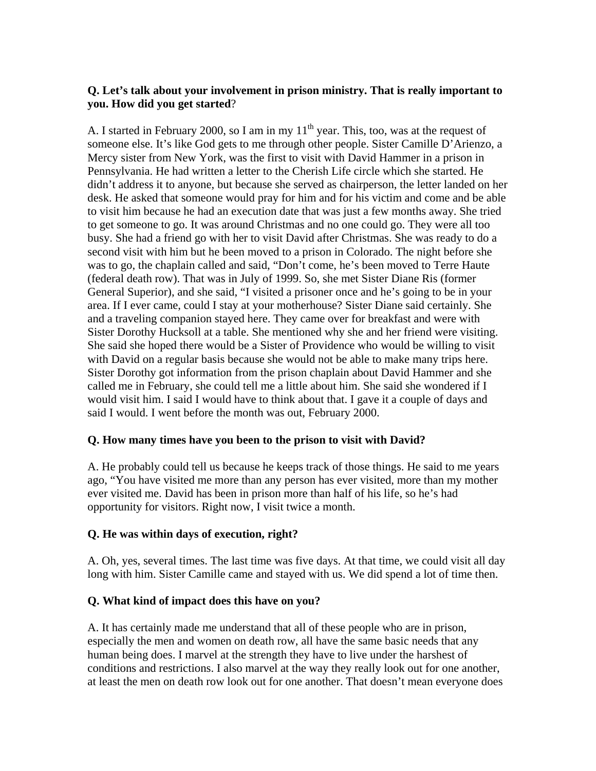**Q. Let's talk about your involvement in prison ministry. That is really important to you. How did you get started**?

A. I started in February 2000, so I am in my 11th year. This, too, was at the request of someone else. It's like God gets to me through other people. Sister Camille D'Arienzo, a Mercy sister from New York, was the first to visit with David Hammer in a prison in Pennsylvania. He had written a letter to the Cherish Life circle which she started. He didn't address it to anyone, but because she served as chairperson, the letter landed on her desk. He asked that someone would pray for him and for his victim and come and be able to visit him because he had an execution date that was just a few months away. She tried to get someone to go. It was around Christmas and no one could go. They were all too busy. She had a friend go with her to visit David after Christmas. She was ready to do a second visit with him but he been moved to a prison in Colorado. The night before she was to go, the chaplain called and said, "Don't come, he's been moved to Terre Haute (federal death row). That was in July of 1999. So, she met Sister Diane Ris (former General Superior), and she said, "I visited a prisoner once and he's going to be in your area. If I ever came, could I stay at your motherhouse? Sister Diane said certainly. She and a traveling companion stayed here. They came over for breakfast and were with Sister Dorothy Hucksoll at a table. She mentioned why she and her friend were visiting. She said she hoped there would be a Sister of Providence who would be willing to visit with David on a regular basis because she would not be able to make many trips here. Sister Dorothy got information from the prison chaplain about David Hammer and she called me in February, she could tell me a little about him. She said she wondered if I would visit him. I said I would have to think about that. I gave it a couple of days and said I would. I went before the month was out, February 2000.

**Q. How many times have you been to the prison to visit with David?**

A. He probably could tell us because he keeps track of those things. He said to me years ago, "You have visited me more than any person has ever visited, more than my mother ever visited me. David has been in prison more than half of his life, so he's had opportunity for visitors. Right now, I visit twice a month.

**Q. He was within days of execution, right?**

A. Oh, yes, several times. The last time was five days. At that time, we could visit all day long with him. Sister Camille came and stayed with us. We did spend a lot of time then.

**Q. What kind of impact does this have on you?**

A. It has certainly made me understand that all of these people who are in prison, especially the men and women on death row, all have the same basic needs that any human being does. I marvel at the strength they have to live under the harshest of conditions and restrictions. I also marvel at the way they really look out for one another, at least the men on death row look out for one another. That doesn't mean everyone does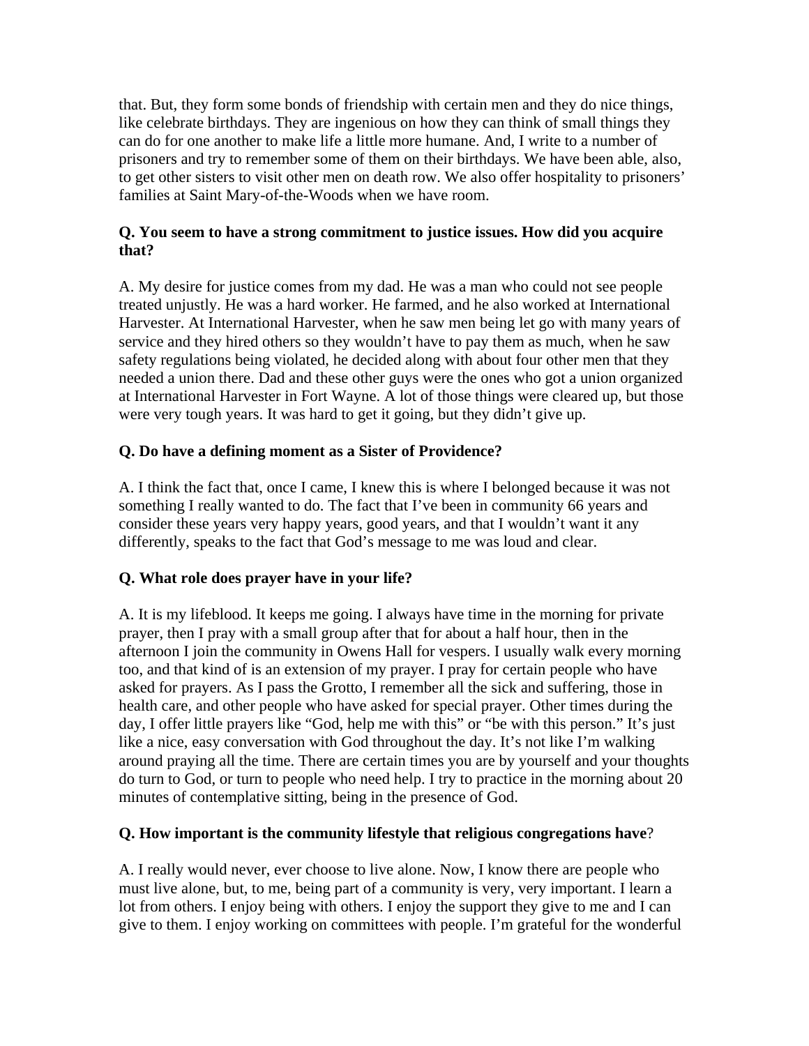that. But, they form some bonds of friendship with certain men and they do nice things, like celebrate birthdays. They are ingenious on how they can think of small things they can do for one another to make life a little more humane. And, I write to a number of prisoners and try to remember some of them on their birthdays. We have been able, also, to get other sisters to visit other men on death row. We also offer hospitality to prisoners' families at Saint Mary-of-the-Woods when we have room.

**Q. You seem to have a strong commitment to justice issues. How did you acquire that?**

A. My desire for justice comes from my dad. He was a man who could not see people treated unjustly. He was a hard worker. He farmed, and he also worked at International Harvester. At International Harvester, when he saw men being let go with many years of service and they hired others so they wouldn't have to pay them as much, when he saw safety regulations being violated, he decided along with about four other men that they needed a union there. Dad and these other guys were the ones who got a union organized at International Harvester in Fort Wayne. A lot of those things were cleared up, but those were very tough years. It was hard to get it going, but they didn't give up.

**Q. Do have a defining moment as a Sister of Providence?**

A. I think the fact that, once I came, I knew this is where I belonged because it was not something I really wanted to do. The fact that I've been in community 66 years and consider these years very happy years, good years, and that I wouldn't want it any differently, speaks to the fact that God's message to me was loud and clear.

**Q. What role does prayer have in your life?**

A. It is my lifeblood. It keeps me going. I always have time in the morning for private prayer, then I pray with a small group after that for about a half hour, then in the afternoon I join the community in Owens Hall for vespers. I usually walk every morning too, and that kind of is an extension of my prayer. I pray for certain people who have asked for prayers. As I pass the Grotto, I remember all the sick and suffering, those in health care, and other people who have asked for special prayer. Other times during the day, I offer little prayers like "God, help me with this" or "be with this person." It's just like a nice, easy conversation with God throughout the day. It's not like I'm walking around praying all the time. There are certain times you are by yourself and your thoughts do turn to God, or turn to people who need help. I try to practice in the morning about 20 minutes of contemplative sitting, being in the presence of God.

**Q. How important is the community lifestyle that religious congregations have**?

A. I really would never, ever choose to live alone. Now, I know there are people who must live alone, but, to me, being part of a community is very, very important. I learn a lot from others. I enjoy being with others. I enjoy the support they give to me and I can give to them. I enjoy working on committees with people. I'm grateful for the wonderful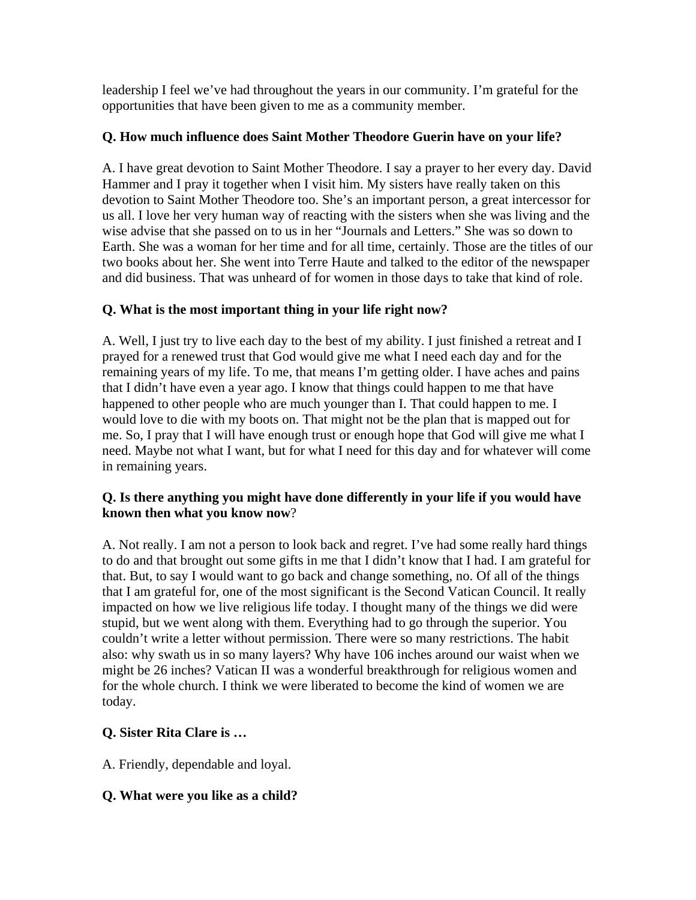leadership I feel we've had throughout the years in our community. I'm grateful for the opportunities that have been given to me as a community member.

**Q. How much influence does Saint Mother Theodore Guerin have on your life?**

A. I have great devotion to Saint Mother Theodore. I say a prayer to her every day. David Hammer and I pray it together when I visit him. My sisters have really taken on this devotion to Saint Mother Theodore too. She's an important person, a great intercessor for us all. I love her very human way of reacting with the sisters when she was living and the wise advise that she passed on to us in her "Journals and Letters." She was so down to Earth. She was a woman for her time and for all time, certainly. Those are the titles of our two books about her. She went into Terre Haute and talked to the editor of the newspaper and did business. That was unheard of for women in those days to take that kind of role.

**Q. What is the most important thing in your life right now?**

A. Well, I just try to live each day to the best of my ability. I just finished a retreat and I prayed for a renewed trust that God would give me what I need each day and for the remaining years of my life. To me, that means I'm getting older. I have aches and pains that I didn't have even a year ago. I know that things could happen to me that have happened to other people who are much younger than I. That could happen to me. I would love to die with my boots on. That might not be the plan that is mapped out for me. So, I pray that I will have enough trust or enough hope that God will give me what I need. Maybe not what I want, but for what I need for this day and for whatever will come in remaining years.

**Q. Is there anything you might have done differently in your life if you would have known then what you know now**?

A. Not really. I am not a person to look back and regret. I've had some really hard things to do and that brought out some gifts in me that I didn't know that I had. I am grateful for that. But, to say I would want to go back and change something, no. Of all of the things that I am grateful for, one of the most significant is the Second Vatican Council. It really impacted on how we live religious life today. I thought many of the things we did were stupid, but we went along with them. Everything had to go through the superior. You couldn't write a letter without permission. There were so many restrictions. The habit also: why swath us in so many layers? Why have 106 inches around our waist when we might be 26 inches? Vatican II was a wonderful breakthrough for religious women and for the whole church. I think we were liberated to become the kind of women we are today.

**Q. Sister Rita Clare is …**

A. Friendly, dependable and loyal.

**Q. What were you like as a child?**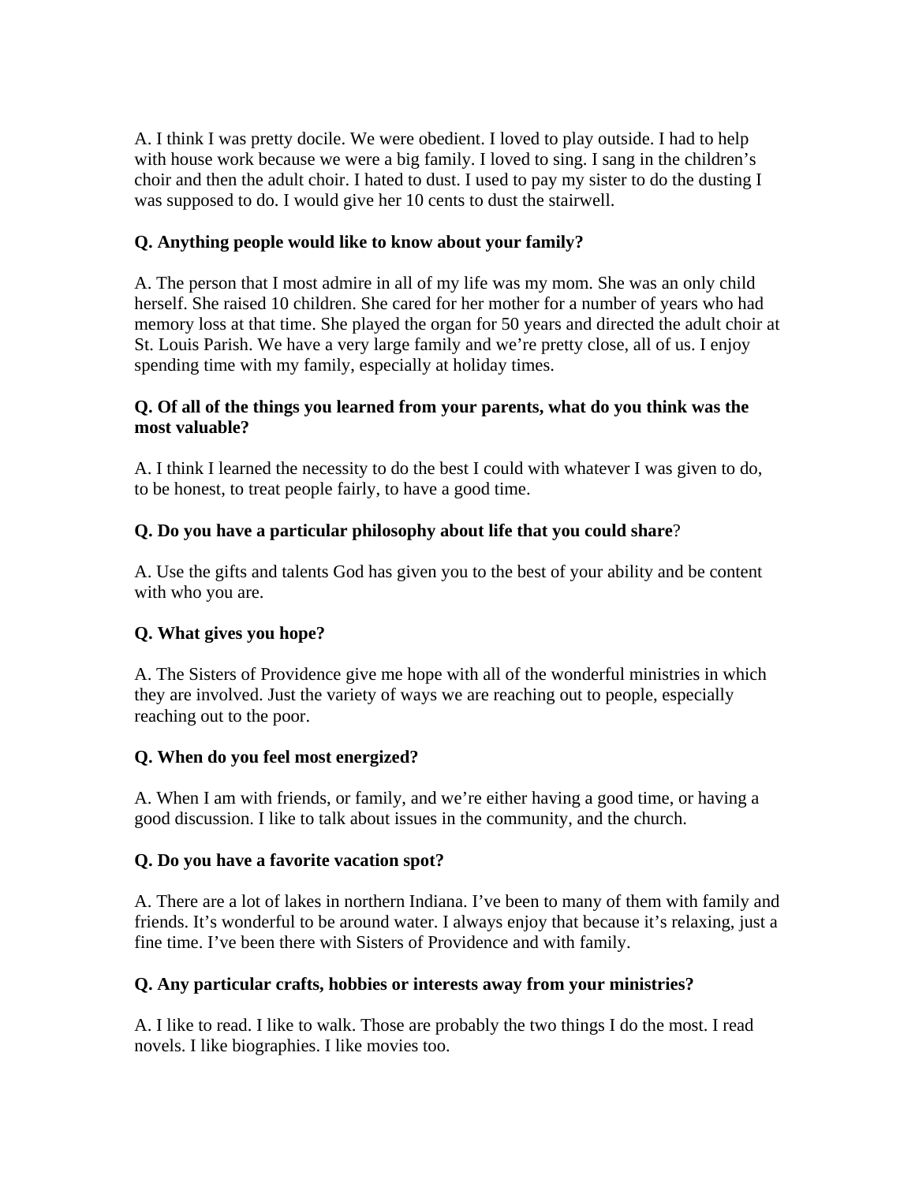A. I think I was pretty docile. We were obedient. I loved to play outside. I had to help with house work because we were a big family. I loved to sing. I sang in the children's choir and then the adult choir. I hated to dust. I used to pay my sister to do the dusting I was supposed to do. I would give her 10 cents to dust the stairwell.

**Q. Anything people would like to know about your family?**

A. The person that I most admire in all of my life was my mom. She was an only child herself. She raised 10 children. She cared for her mother for a number of years who had memory loss at that time. She played the organ for 50 years and directed the adult choir at St. Louis Parish. We have a very large family and we're pretty close, all of us. I enjoy spending time with my family, especially at holiday times.

**Q. Of all of the things you learned from your parents, what do you think was the most valuable?**

A. I think I learned the necessity to do the best I could with whatever I was given to do, to be honest, to treat people fairly, to have a good time.

**Q. Do you have a particular philosophy about life that you could share**?

A. Use the gifts and talents God has given you to the best of your ability and be content with who you are.

**Q. What gives you hope?**

A. The Sisters of Providence give me hope with all of the wonderful ministries in which they are involved. Just the variety of ways we are reaching out to people, especially reaching out to the poor.

**Q. When do you feel most energized?**

A. When I am with friends, or family, and we're either having a good time, or having a good discussion. I like to talk about issues in the community, and the church.

**Q. Do you have a favorite vacation spot?**

A. There are a lot of lakes in northern Indiana. I've been to many of them with family and friends. It's wonderful to be around water. I always enjoy that because it's relaxing, just a fine time. I've been there with Sisters of Providence and with family.

**Q. Any particular crafts, hobbies or interests away from your ministries?**

A. I like to read. I like to walk. Those are probably the two things I do the most. I read novels. I like biographies. I like movies too.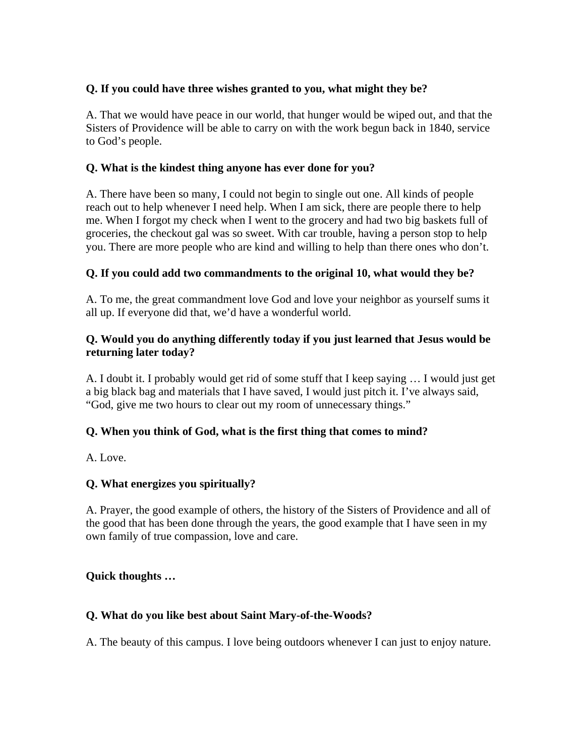**Q. If you could have three wishes granted to you, what might they be?**

A. That we would have peace in our world, that hunger would be wiped out, and that the Sisters of Providence will be able to carry on with the work begun back in 1840, service to God's people.

**Q. What is the kindest thing anyone has ever done for you?**

A. There have been so many, I could not begin to single out one. All kinds of people reach out to help whenever I need help. When I am sick, there are people there to help me. When I forgot my check when I went to the grocery and had two big baskets full of groceries, the checkout gal was so sweet. With car trouble, having a person stop to help you. There are more people who are kind and willing to help than there ones who don't.

**Q. If you could add two commandments to the original 10, what would they be?**

A. To me, the great commandment love God and love your neighbor as yourself sums it all up. If everyone did that, we'd have a wonderful world.

**Q. Would you do anything differently today if you just learned that Jesus would be returning later today?**

A. I doubt it. I probably would get rid of some stuff that I keep saying … I would just get a big black bag and materials that I have saved, I would just pitch it. I've always said, "God, give me two hours to clear out my room of unnecessary things."

**Q. When you think of God, what is the first thing that comes to mind?**

A. Love.

**Q. What energizes you spiritually?**

A. Prayer, the good example of others, the history of the Sisters of Providence and all of the good that has been done through the years, the good example that I have seen in my own family of true compassion, love and care.

**Quick thoughts …**

**Q. What do you like best about Saint Mary-of-the-Woods?**

A. The beauty of this campus. I love being outdoors whenever I can just to enjoy nature.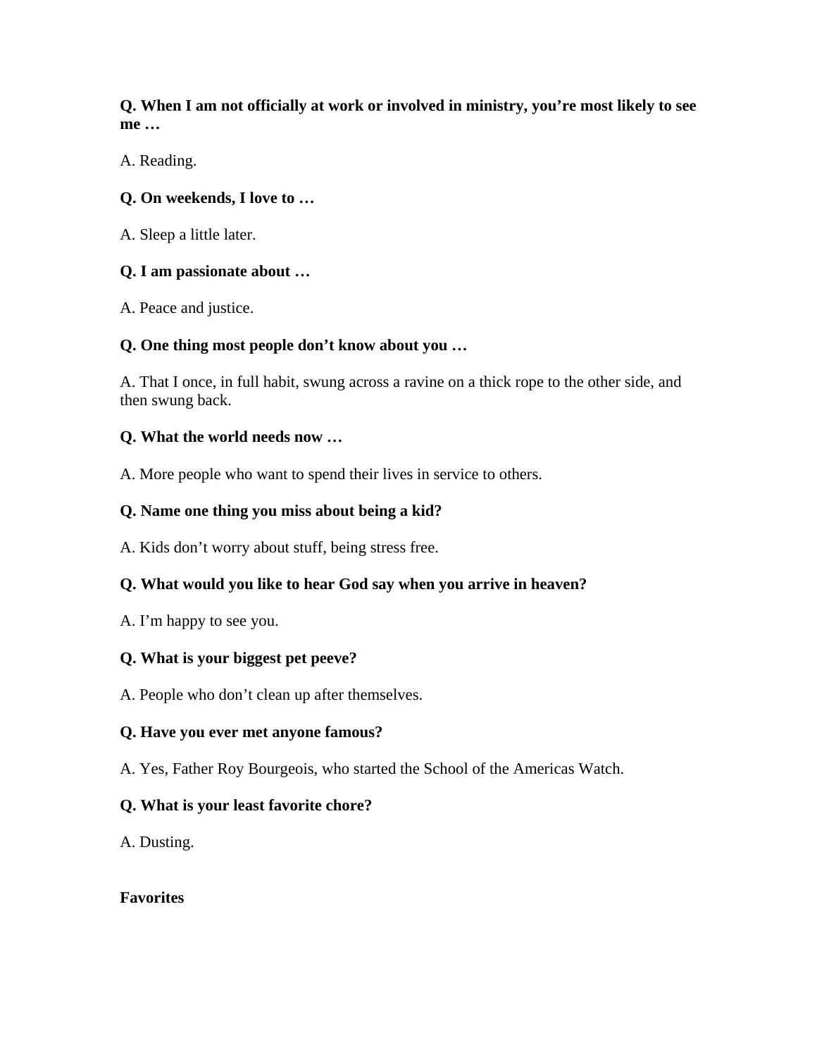**Q. When I am not officially at work or involved in ministry, you're most likely to see me …**

A. Reading.

**Q. On weekends, I love to …**

A. Sleep a little later.

**Q. I am passionate about …**

A. Peace and justice.

**Q. One thing most people don't know about you …**

A. That I once, in full habit, swung across a ravine on a thick rope to the other side, and then swung back.

**Q. What the world needs now …**

A. More people who want to spend their lives in service to others.

**Q. Name one thing you miss about being a kid?**

A. Kids don't worry about stuff, being stress free.

**Q. What would you like to hear God say when you arrive in heaven?**

A. I'm happy to see you.

**Q. What is your biggest pet peeve?**

A. People who don't clean up after themselves.

**Q. Have you ever met anyone famous?**

A. Yes, Father Roy Bourgeois, who started the School of the Americas Watch.

**Q. What is your least favorite chore?**

A. Dusting.

**Favorites**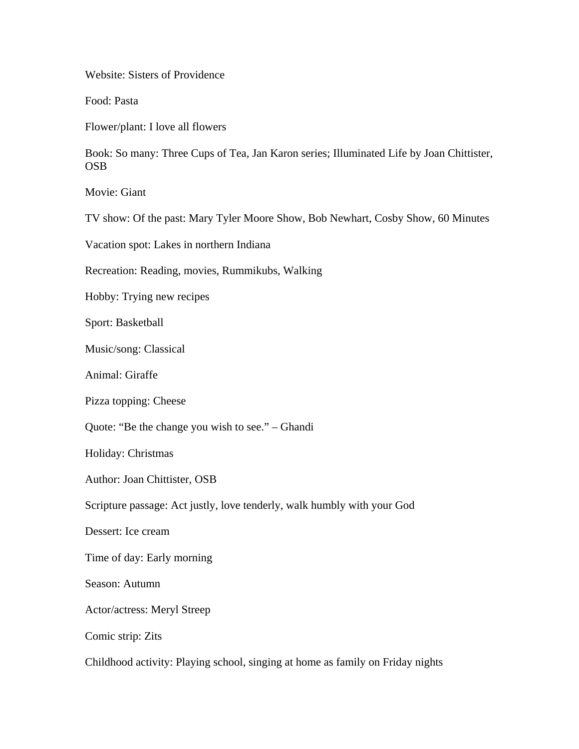Website: Sisters of Providence

Food: Pasta

Flower/plant: I love all flowers

Book: So many: Three Cups of Tea, Jan Karon series; Illuminated Life by Joan Chittister, OSB

Movie: Giant

TV show: Of the past: Mary Tyler Moore Show, Bob Newhart, Cosby Show, 60 Minutes

Vacation spot: Lakes in northern Indiana

Recreation: Reading, movies, Rummikubs, Walking

Hobby: Trying new recipes

Sport: Basketball

Music/song: Classical

Animal: Giraffe

Pizza topping: Cheese

Quote: “Be the change you wish to see.” – Ghandi

Holiday: Christmas

Author: Joan Chittister, OSB

Scripture passage: Act justly, love tenderly, walk humbly with your God

Dessert: Ice cream

Time of day: Early morning

Season: Autumn

Actor/actress: Meryl Streep

Comic strip: Zits

Childhood activity: Playing school, singing at home as family on Friday nights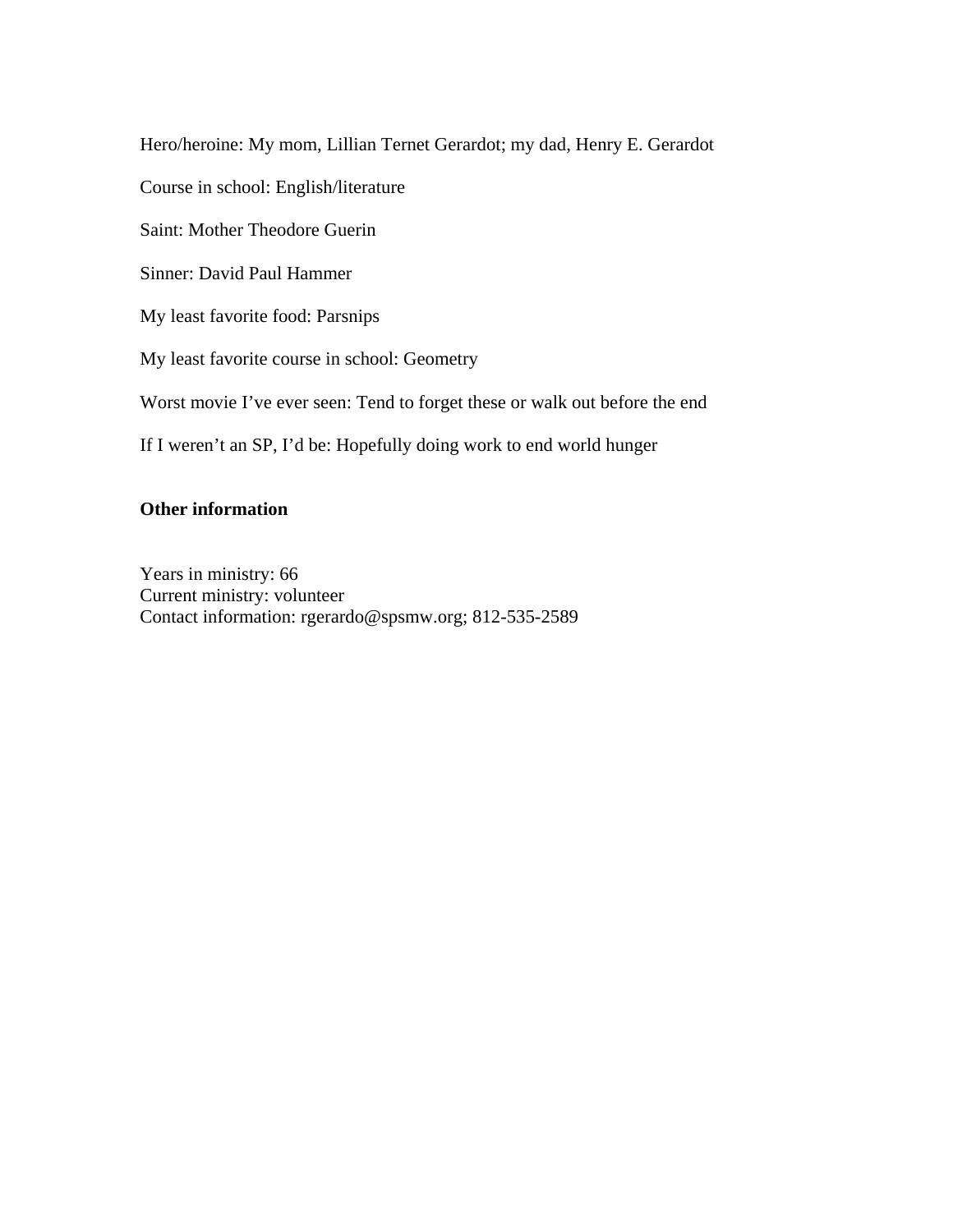Hero/heroine: My mom, Lillian Ternet Gerardot; my dad, Henry E. Gerardot

Course in school: English/literature

Saint: Mother Theodore Guerin

Sinner: David Paul Hammer

My least favorite food: Parsnips

My least favorite course in school: Geometry

Worst movie I've ever seen: Tend to forget these or walk out before the end

If I weren't an SP, I'd be: Hopefully doing work to end world hunger

**Other information**

Years in ministry: 66
Current ministry: volunteer
Contact information: rgerardo@spsmw.org; 812-535-2589